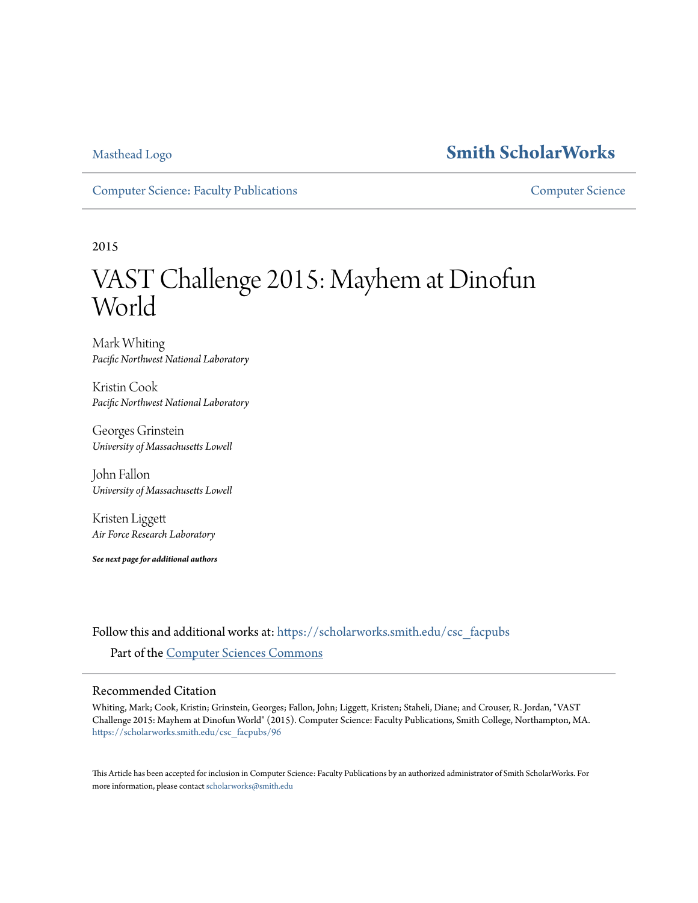Masthead Logo

**Smith ScholarWorks**

Computer Science: Faculty Publications

Computer Science

2015

# VAST Challenge 2015: Mayhem at Dinofun World

Mark Whiting
*Pacific Northwest National Laboratory*

Kristin Cook
*Pacific Northwest National Laboratory*

Georges Grinstein
*University of Massachusetts Lowell*

John Fallon
*University of Massachusetts Lowell*

Kristen Liggett
*Air Force Research Laboratory*

***See next page for additional authors***

Follow this and additional works at: https://scholarworks.smith.edu/csc_facpubs

Part of the Computer Sciences Commons

## Recommended Citation

Whiting, Mark; Cook, Kristin; Grinstein, Georges; Fallon, John; Liggett, Kristen; Staheli, Diane; and Crouser, R. Jordan, "VAST Challenge 2015: Mayhem at Dinofun World" (2015). Computer Science: Faculty Publications, Smith College, Northampton, MA.
https://scholarworks.smith.edu/csc_facpubs/96

This Article has been accepted for inclusion in Computer Science: Faculty Publications by an authorized administrator of Smith ScholarWorks. For more information, please contact scholarworks@smith.edu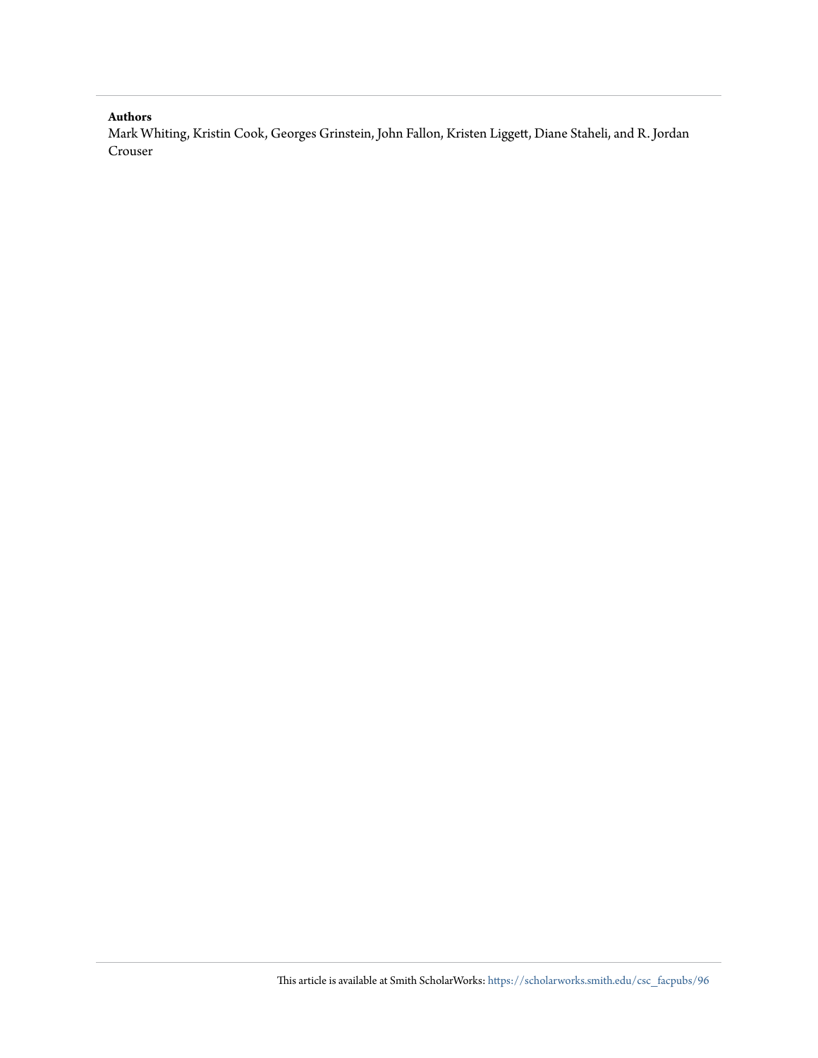**Authors**

Mark Whiting, Kristin Cook, Georges Grinstein, John Fallon, Kristen Liggett, Diane Staheli, and R. Jordan Crouser

This article is available at Smith ScholarWorks: https://scholarworks.smith.edu/csc_facpubs/96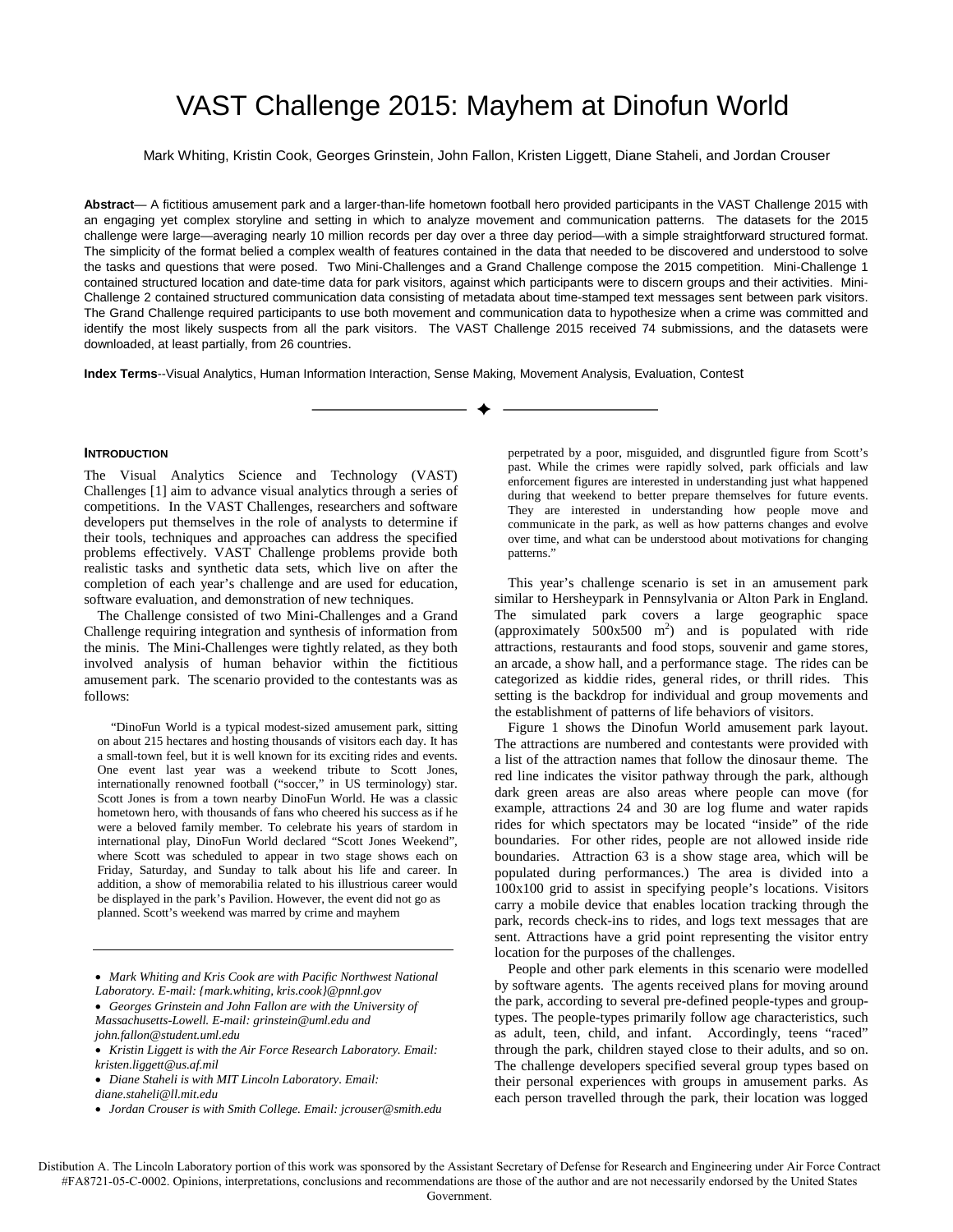# VAST Challenge 2015: Mayhem at Dinofun World

Mark Whiting, Kristin Cook, Georges Grinstein, John Fallon, Kristen Liggett, Diane Staheli, and Jordan Crouser

**Abstract**— A fictitious amusement park and a larger-than-life hometown football hero provided participants in the VAST Challenge 2015 with an engaging yet complex storyline and setting in which to analyze movement and communication patterns. The datasets for the 2015 challenge were large—averaging nearly 10 million records per day over a three day period—with a simple straightforward structured format. The simplicity of the format belied a complex wealth of features contained in the data that needed to be discovered and understood to solve the tasks and questions that were posed. Two Mini-Challenges and a Grand Challenge compose the 2015 competition. Mini-Challenge 1 contained structured location and date-time data for park visitors, against which participants were to discern groups and their activities. Mini-Challenge 2 contained structured communication data consisting of metadata about time-stamped text messages sent between park visitors. The Grand Challenge required participants to use both movement and communication data to hypothesize when a crime was committed and identify the most likely suspects from all the park visitors. The VAST Challenge 2015 received 74 submissions, and the datasets were downloaded, at least partially, from 26 countries.

**Index Terms**--Visual Analytics, Human Information Interaction, Sense Making, Movement Analysis, Evaluation, Contest

## INTRODUCTION

The Visual Analytics Science and Technology (VAST) Challenges [1] aim to advance visual analytics through a series of competitions. In the VAST Challenges, researchers and software developers put themselves in the role of analysts to determine if their tools, techniques and approaches can address the specified problems effectively. VAST Challenge problems provide both realistic tasks and synthetic data sets, which live on after the completion of each year's challenge and are used for education, software evaluation, and demonstration of new techniques.

The Challenge consisted of two Mini-Challenges and a Grand Challenge requiring integration and synthesis of information from the minis. The Mini-Challenges were tightly related, as they both involved analysis of human behavior within the fictitious amusement park. The scenario provided to the contestants was as follows:

> "DinoFun World is a typical modest-sized amusement park, sitting on about 215 hectares and hosting thousands of visitors each day. It has a small-town feel, but it is well known for its exciting rides and events. One event last year was a weekend tribute to Scott Jones, internationally renowned football ("soccer," in US terminology) star. Scott Jones is from a town nearby DinoFun World. He was a classic hometown hero, with thousands of fans who cheered his success as if he were a beloved family member. To celebrate his years of stardom in international play, DinoFun World declared "Scott Jones Weekend", where Scott was scheduled to appear in two stage shows each on Friday, Saturday, and Sunday to talk about his life and career. In addition, a show of memorabilia related to his illustrious career would be displayed in the park's Pavilion. However, the event did not go as planned. Scott's weekend was marred by crime and mayhem perpetrated by a poor, misguided, and disgruntled figure from Scott's past. While the crimes were rapidly solved, park officials and law enforcement figures are interested in understanding just what happened during that weekend to better prepare themselves for future events. They are interested in understanding how people move and communicate in the park, as well as how patterns changes and evolve over time, and what can be understood about motivations for changing patterns."

This year's challenge scenario is set in an amusement park similar to Hersheypark in Pennsylvania or Alton Park in England. The simulated park covers a large geographic space (approximately 500x500 $m^2$) and is populated with ride attractions, restaurants and food stops, souvenir and game stores, an arcade, a show hall, and a performance stage. The rides can be categorized as kiddie rides, general rides, or thrill rides. This setting is the backdrop for individual and group movements and the establishment of patterns of life behaviors of visitors.

Figure 1 shows the Dinofun World amusement park layout. The attractions are numbered and contestants were provided with a list of the attraction names that follow the dinosaur theme. The red line indicates the visitor pathway through the park, although dark green areas are also areas where people can move (for example, attractions 24 and 30 are log flume and water rapids rides for which spectators may be located "inside" of the ride boundaries. For other rides, people are not allowed inside ride boundaries. Attraction 63 is a show stage area, which will be populated during performances.) The area is divided into a 100x100 grid to assist in specifying people's locations. Visitors carry a mobile device that enables location tracking through the park, records check-ins to rides, and logs text messages that are sent. Attractions have a grid point representing the visitor entry location for the purposes of the challenges.

People and other park elements in this scenario were modelled by software agents. The agents received plans for moving around the park, according to several pre-defined people-types and group-types. The people-types primarily follow age characteristics, such as adult, teen, child, and infant. Accordingly, teens "raced" through the park, children stayed close to their adults, and so on. The challenge developers specified several group types based on their personal experiences with groups in amusement parks. As each person travelled through the park, their location was logged

- *Mark Whiting and Kris Cook are with Pacific Northwest National Laboratory. E-mail: {mark.whiting, kris.cook}@pnnl.gov*
- *Georges Grinstein and John Fallon are with the University of Massachusetts-Lowell. E-mail: grinstein@uml.edu and john.fallon@student.uml.edu*
- *Kristin Liggett is with the Air Force Research Laboratory. Email: kristen.liggett@us.af.mil*
- *Diane Staheli is with MIT Lincoln Laboratory. Email: diane.staheli@ll.mit.edu*
- *Jordan Crouser is with Smith College. Email: jcrouser@smith.edu*

Distibution A. The Lincoln Laboratory portion of this work was sponsored by the Assistant Secretary of Defense for Research and Engineering under Air Force Contract #FA8721-05-C-0002. Opinions, interpretations, conclusions and recommendations are those of the author and are not necessarily endorsed by the United States Government.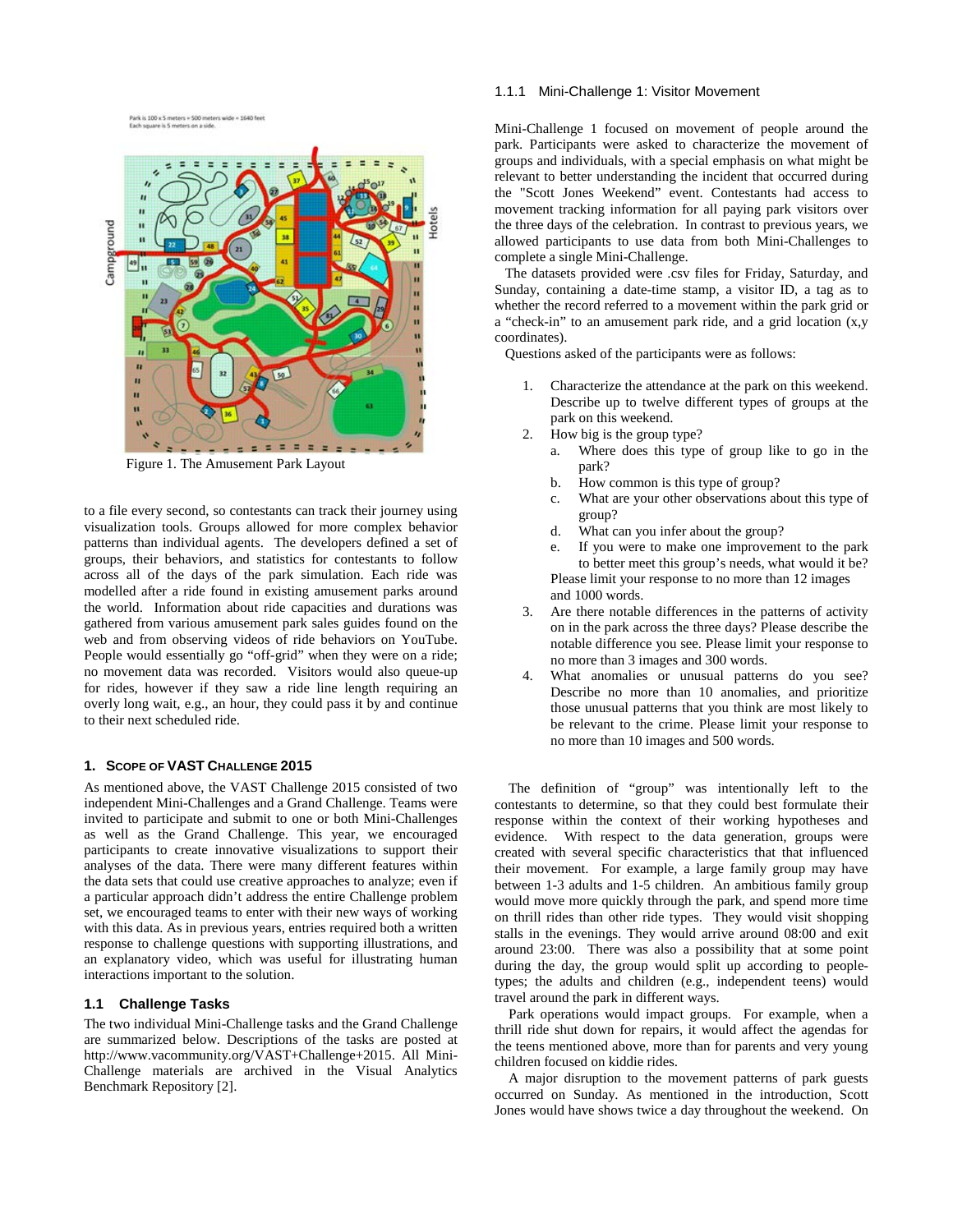Figure 1. The Amusement Park Layout

to a file every second, so contestants can track their journey using visualization tools. Groups allowed for more complex behavior patterns than individual agents. The developers defined a set of groups, their behaviors, and statistics for contestants to follow across all of the days of the park simulation. Each ride was modelled after a ride found in existing amusement parks around the world. Information about ride capacities and durations was gathered from various amusement park sales guides found on the web and from observing videos of ride behaviors on YouTube. People would essentially go "off-grid" when they were on a ride; no movement data was recorded. Visitors would also queue-up for rides, however if they saw a ride line length requiring an overly long wait, e.g., an hour, they could pass it by and continue to their next scheduled ride.

## 1. Scope of VAST Challenge 2015

As mentioned above, the VAST Challenge 2015 consisted of two independent Mini-Challenges and a Grand Challenge. Teams were invited to participate and submit to one or both Mini-Challenges as well as the Grand Challenge. This year, we encouraged participants to create innovative visualizations to support their analyses of the data. There were many different features within the data sets that could use creative approaches to analyze; even if a particular approach didn't address the entire Challenge problem set, we encouraged teams to enter with their new ways of working with this data. As in previous years, entries required both a written response to challenge questions with supporting illustrations, and an explanatory video, which was useful for illustrating human interactions important to the solution.

### 1.1 Challenge Tasks

The two individual Mini-Challenge tasks and the Grand Challenge are summarized below. Descriptions of the tasks are posted at http://www.vacommunity.org/VAST+Challenge+2015. All Mini-Challenge materials are archived in the Visual Analytics Benchmark Repository [2].

#### 1.1.1 Mini-Challenge 1: Visitor Movement

Mini-Challenge 1 focused on movement of people around the park. Participants were asked to characterize the movement of groups and individuals, with a special emphasis on what might be relevant to better understanding the incident that occurred during the "Scott Jones Weekend" event. Contestants had access to movement tracking information for all paying park visitors over the three days of the celebration. In contrast to previous years, we allowed participants to use data from both Mini-Challenges to complete a single Mini-Challenge.

The datasets provided were .csv files for Friday, Saturday, and Sunday, containing a date-time stamp, a visitor ID, a tag as to whether the record referred to a movement within the park grid or a "check-in" to an amusement park ride, and a grid location (x,y coordinates).

Questions asked of the participants were as follows:

1. Characterize the attendance at the park on this weekend. Describe up to twelve different types of groups at the park on this weekend.
2. How big is the group type?
   a. Where does this type of group like to go in the park?
   b. How common is this type of group?
   c. What are your other observations about this type of group?
   d. What can you infer about the group?
   e. If you were to make one improvement to the park to better meet this group's needs, what would it be?

   Please limit your response to no more than 12 images and 1000 words.
3. Are there notable differences in the patterns of activity on in the park across the three days? Please describe the notable difference you see. Please limit your response to no more than 3 images and 300 words.
4. What anomalies or unusual patterns do you see? Describe no more than 10 anomalies, and prioritize those unusual patterns that you think are most likely to be relevant to the crime. Please limit your response to no more than 10 images and 500 words.

The definition of "group" was intentionally left to the contestants to determine, so that they could best formulate their response within the context of their working hypotheses and evidence. With respect to the data generation, groups were created with several specific characteristics that influenced their movement. For example, a large family group may have between 1-3 adults and 1-5 children. An ambitious family group would move more quickly through the park, and spend more time on thrill rides than other ride types. They would visit shopping stalls in the evenings. They would arrive around 08:00 and exit around 23:00. There was also a possibility that at some point during the day, the group would split up according to people-types; the adults and children (e.g., independent teens) would travel around the park in different ways.

Park operations would impact groups. For example, when a thrill ride shut down for repairs, it would affect the agendas for the teens mentioned above, more than for parents and very young children focused on kiddie rides.

A major disruption to the movement patterns of park guests occurred on Sunday. As mentioned in the introduction, Scott Jones would have shows twice a day throughout the weekend. On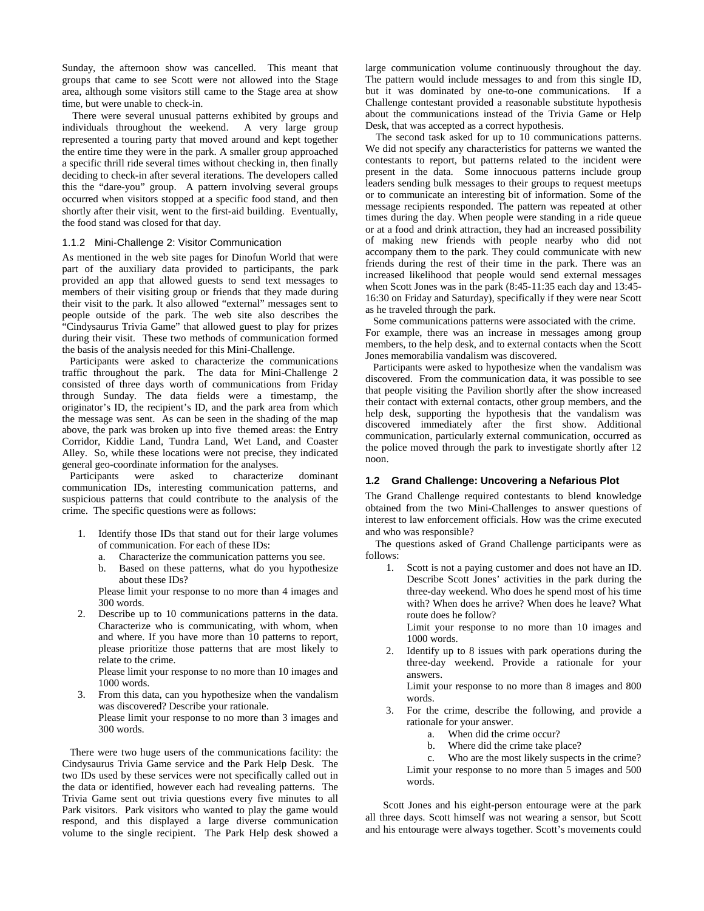Sunday, the afternoon show was cancelled. This meant that groups that came to see Scott were not allowed into the Stage area, although some visitors still came to the Stage area at show time, but were unable to check-in.

There were several unusual patterns exhibited by groups and individuals throughout the weekend. A very large group represented a touring party that moved around and kept together the entire time they were in the park. A smaller group approached a specific thrill ride several times without checking in, then finally deciding to check-in after several iterations. The developers called this the "dare-you" group. A pattern involving several groups occurred when visitors stopped at a specific food stand, and then shortly after their visit, went to the first-aid building. Eventually, the food stand was closed for that day.

### 1.1.2 Mini-Challenge 2: Visitor Communication

As mentioned in the web site pages for Dinofun World that were part of the auxiliary data provided to participants, the park provided an app that allowed guests to send text messages to members of their visiting group or friends that they made during their visit to the park. It also allowed "external" messages sent to people outside of the park. The web site also describes the "Cindysaurus Trivia Game" that allowed guest to play for prizes during their visit. These two methods of communication formed the basis of the analysis needed for this Mini-Challenge.

Participants were asked to characterize the communications traffic throughout the park. The data for Mini-Challenge 2 consisted of three days worth of communications from Friday through Sunday. The data fields were a timestamp, the originator's ID, the recipient's ID, and the park area from which the message was sent. As can be seen in the shading of the map above, the park was broken up into five themed areas: the Entry Corridor, Kiddie Land, Tundra Land, Wet Land, and Coaster Alley. So, while these locations were not precise, they indicated general geo-coordinate information for the analyses.

Participants were asked to characterize dominant communication IDs, interesting communication patterns, and suspicious patterns that could contribute to the analysis of the crime. The specific questions were as follows:

1. Identify those IDs that stand out for their large volumes of communication. For each of these IDs:
   a. Characterize the communication patterns you see.
   b. Based on these patterns, what do you hypothesize about these IDs?

   Please limit your response to no more than 4 images and 300 words.
2. Describe up to 10 communications patterns in the data. Characterize who is communicating, with whom, when and where. If you have more than 10 patterns to report, please prioritize those patterns that are most likely to relate to the crime.

   Please limit your response to no more than 10 images and 1000 words.
3. From this data, can you hypothesize when the vandalism was discovered? Describe your rationale.

   Please limit your response to no more than 3 images and 300 words.

There were two huge users of the communications facility: the Cindysaurus Trivia Game service and the Park Help Desk. The two IDs used by these services were not specifically called out in the data or identified, however each had revealing patterns. The Trivia Game sent out trivia questions every five minutes to all Park visitors. Park visitors who wanted to play the game would respond, and this displayed a large diverse communication volume to the single recipient. The Park Help desk showed a large communication volume continuously throughout the day. The pattern would include messages to and from this single ID, but it was dominated by one-to-one communications. If a Challenge contestant provided a reasonable substitute hypothesis about the communications instead of the Trivia Game or Help Desk, that was accepted as a correct hypothesis.

The second task asked for up to 10 communications patterns. We did not specify any characteristics for patterns we wanted the contestants to report, but patterns related to the incident were present in the data. Some innocuous patterns include group leaders sending bulk messages to their groups to request meetups or to communicate an interesting bit of information. Some of the message recipients responded. The pattern was repeated at other times during the day. When people were standing in a ride queue or at a food and drink attraction, they had an increased possibility of making new friends with people nearby who did not accompany them to the park. They could communicate with new friends during the rest of their time in the park. There was an increased likelihood that people would send external messages when Scott Jones was in the park (8:45-11:35 each day and 13:45-16:30 on Friday and Saturday), specifically if they were near Scott as he traveled through the park.

Some communications patterns were associated with the crime. For example, there was an increase in messages among group members, to the help desk, and to external contacts when the Scott Jones memorabilia vandalism was discovered.

Participants were asked to hypothesize when the vandalism was discovered. From the communication data, it was possible to see that people visiting the Pavilion shortly after the show increased their contact with external contacts, other group members, and the help desk, supporting the hypothesis that the vandalism was discovered immediately after the first show. Additional communication, particularly external communication, occurred as the police moved through the park to investigate shortly after 12 noon.

## 1.2 Grand Challenge: Uncovering a Nefarious Plot

The Grand Challenge required contestants to blend knowledge obtained from the two Mini-Challenges to answer questions of interest to law enforcement officials. How was the crime executed and who was responsible?

The questions asked of Grand Challenge participants were as follows:

1. Scott is not a paying customer and does not have an ID. Describe Scott Jones' activities in the park during the three-day weekend. Who does he spend most of his time with? When does he arrive? When does he leave? What route does he follow?

   Limit your response to no more than 10 images and 1000 words.
2. Identify up to 8 issues with park operations during the three-day weekend. Provide a rationale for your answers.

   Limit your response to no more than 8 images and 800 words.
3. For the crime, describe the following, and provide a rationale for your answer.
   a. When did the crime occur?
   b. Where did the crime take place?
   c. Who are the most likely suspects in the crime?

   Limit your response to no more than 5 images and 500 words.

Scott Jones and his eight-person entourage were at the park all three days. Scott himself was not wearing a sensor, but Scott and his entourage were always together. Scott's movements could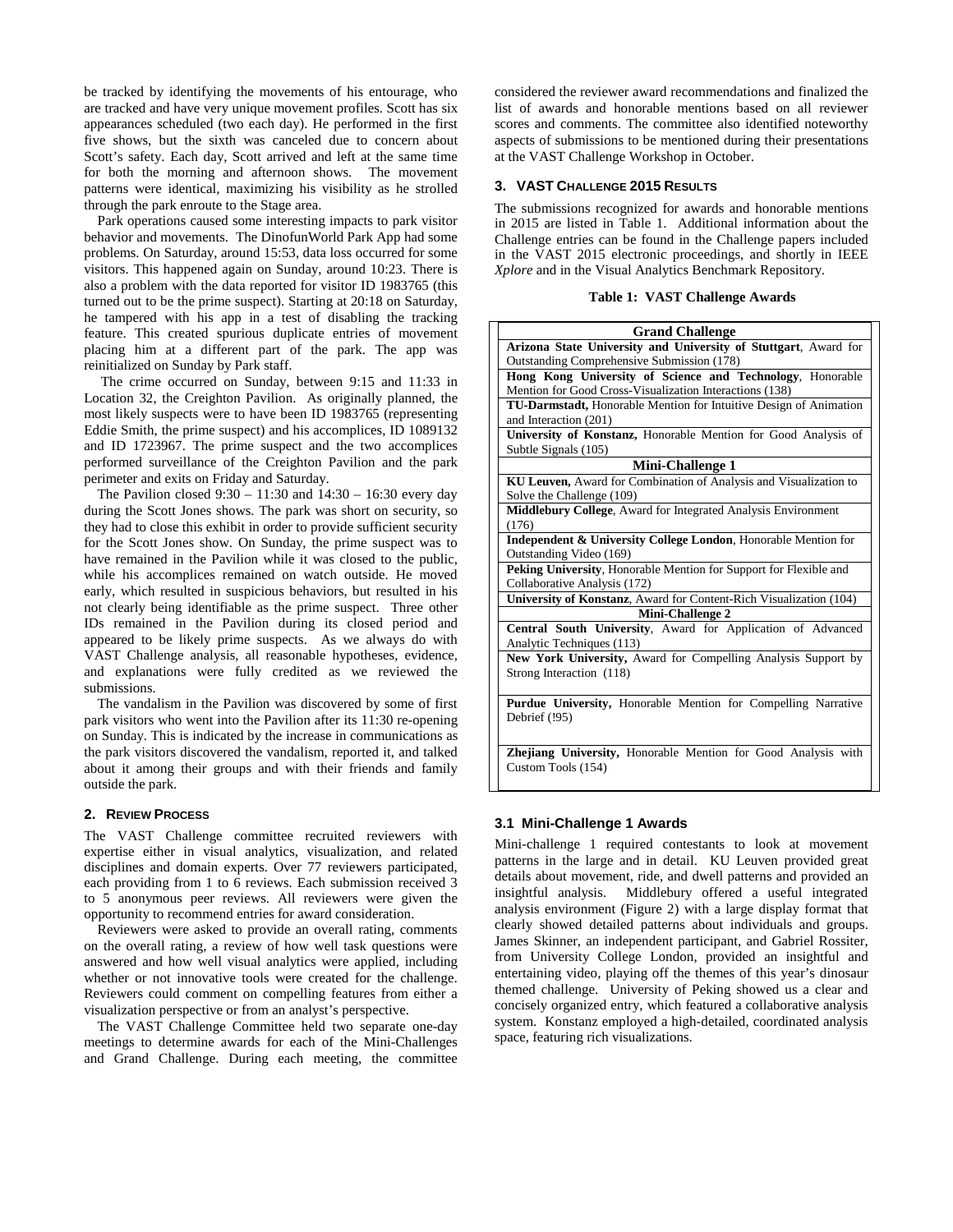be tracked by identifying the movements of his entourage, who are tracked and have very unique movement profiles. Scott has six appearances scheduled (two each day). He performed in the first five shows, but the sixth was canceled due to concern about Scott's safety. Each day, Scott arrived and left at the same time for both the morning and afternoon shows. The movement patterns were identical, maximizing his visibility as he strolled through the park enroute to the Stage area.

Park operations caused some interesting impacts to park visitor behavior and movements. The DinofunWorld Park App had some problems. On Saturday, around 15:53, data loss occurred for some visitors. This happened again on Sunday, around 10:23. There is also a problem with the data reported for visitor ID 1983765 (this turned out to be the prime suspect). Starting at 20:18 on Saturday, he tampered with his app in a test of disabling the tracking feature. This created spurious duplicate entries of movement placing him at a different part of the park. The app was reinitialized on Sunday by Park staff.

The crime occurred on Sunday, between 9:15 and 11:33 in Location 32, the Creighton Pavilion. As originally planned, the most likely suspects were to have been ID 1983765 (representing Eddie Smith, the prime suspect) and his accomplices, ID 1089132 and ID 1723967. The prime suspect and the two accomplices performed surveillance of the Creighton Pavilion and the park perimeter and exits on Friday and Saturday.

The Pavilion closed 9:30 – 11:30 and 14:30 – 16:30 every day during the Scott Jones shows. The park was short on security, so they had to close this exhibit in order to provide sufficient security for the Scott Jones show. On Sunday, the prime suspect was to have remained in the Pavilion while it was closed to the public, while his accomplices remained on watch outside. He moved early, which resulted in suspicious behaviors, but resulted in his not clearly being identifiable as the prime suspect. Three other IDs remained in the Pavilion during its closed period and appeared to be likely prime suspects. As we always do with VAST Challenge analysis, all reasonable hypotheses, evidence, and explanations were fully credited as we reviewed the submissions.

The vandalism in the Pavilion was discovered by some of first park visitors who went into the Pavilion after its 11:30 re-opening on Sunday. This is indicated by the increase in communications as the park visitors discovered the vandalism, reported it, and talked about it among their groups and with their friends and family outside the park.

## 2. Review Process

The VAST Challenge committee recruited reviewers with expertise either in visual analytics, visualization, and related disciplines and domain experts. Over 77 reviewers participated, each providing from 1 to 6 reviews. Each submission received 3 to 5 anonymous peer reviews. All reviewers were given the opportunity to recommend entries for award consideration.

Reviewers were asked to provide an overall rating, comments on the overall rating, a review of how well task questions were answered and how well visual analytics were applied, including whether or not innovative tools were created for the challenge. Reviewers could comment on compelling features from either a visualization perspective or from an analyst's perspective.

The VAST Challenge Committee held two separate one-day meetings to determine awards for each of the Mini-Challenges and Grand Challenge. During each meeting, the committee considered the reviewer award recommendations and finalized the list of awards and honorable mentions based on all reviewer scores and comments. The committee also identified noteworthy aspects of submissions to be mentioned during their presentations at the VAST Challenge Workshop in October.

## 3. VAST Challenge 2015 Results

The submissions recognized for awards and honorable mentions in 2015 are listed in Table 1. Additional information about the Challenge entries can be found in the Challenge papers included in the VAST 2015 electronic proceedings, and shortly in IEEE *Xplore* and in the Visual Analytics Benchmark Repository.

**Table 1: VAST Challenge Awards**

| **Grand Challenge** |
|---|
| **Arizona State University and University of Stuttgart**, Award for Outstanding Comprehensive Submission (178) |
| **Hong Kong University of Science and Technology**, Honorable Mention for Good Cross-Visualization Interactions (138) |
| **TU-Darmstadt,** Honorable Mention for Intuitive Design of Animation and Interaction (201) |
| **University of Konstanz,** Honorable Mention for Good Analysis of Subtle Signals (105) |
| **Mini-Challenge 1** |
| **KU Leuven,** Award for Combination of Analysis and Visualization to Solve the Challenge (109) |
| **Middlebury College**, Award for Integrated Analysis Environment (176) |
| **Independent & University College London**, Honorable Mention for Outstanding Video (169) |
| **Peking University**, Honorable Mention for Support for Flexible and Collaborative Analysis (172) |
| **University of Konstanz**, Award for Content-Rich Visualization (104) |
| **Mini-Challenge 2** |
| **Central South University**, Award for Application of Advanced Analytic Techniques (113) |
| **New York University,** Award for Compelling Analysis Support by Strong Interaction (118) |
| **Purdue University,** Honorable Mention for Compelling Narrative Debrief (!95) |
| **Zhejiang University,** Honorable Mention for Good Analysis with Custom Tools (154) |

### 3.1 Mini-Challenge 1 Awards

Mini-challenge 1 required contestants to look at movement patterns in the large and in detail. KU Leuven provided great details about movement, ride, and dwell patterns and provided an insightful analysis. Middlebury offered a useful integrated analysis environment (Figure 2) with a large display format that clearly showed detailed patterns about individuals and groups. James Skinner, an independent participant, and Gabriel Rossiter, from University College London, provided an insightful and entertaining video, playing off the themes of this year's dinosaur themed challenge. University of Peking showed us a clear and concisely organized entry, which featured a collaborative analysis system. Konstanz employed a high-detailed, coordinated analysis space, featuring rich visualizations.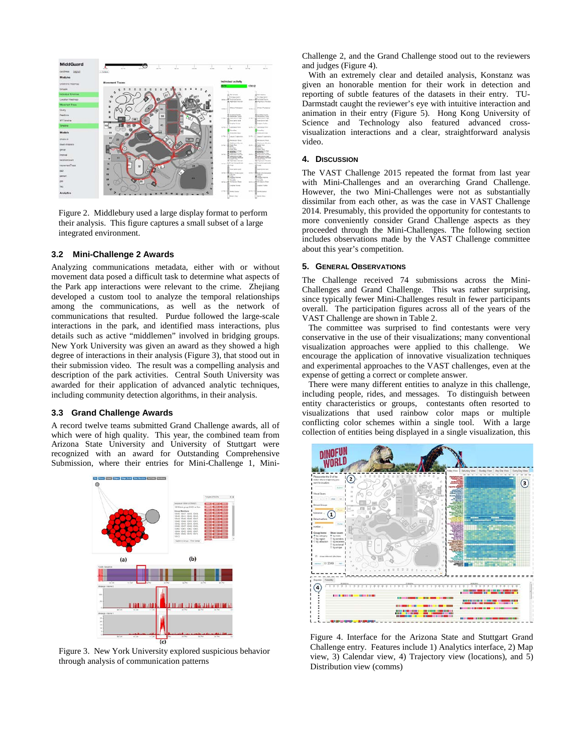Figure 2. Middlebury used a large display format to perform their analysis. This figure captures a small subset of a large integrated environment.

### 3.2 Mini-Challenge 2 Awards

Analyzing communications metadata, either with or without movement data posed a difficult task to determine what aspects of the Park app interactions were relevant to the crime. Zhejiang developed a custom tool to analyze the temporal relationships among the communications, as well as the network of communications that resulted. Purdue followed the large-scale interactions in the park, and identified mass interactions, plus details such as active "middlemen" involved in bridging groups. New York University was given an award as they showed a high degree of interactions in their analysis (Figure 3), that stood out in their submission video. The result was a compelling analysis and description of the park activities. Central South University was awarded for their application of advanced analytic techniques, including community detection algorithms, in their analysis.

### 3.3 Grand Challenge Awards

A record twelve teams submitted Grand Challenge awards, all of which were of high quality. This year, the combined team from Arizona State University and University of Stuttgart were recognized with an award for Outstanding Comprehensive Submission, where their entries for Mini-Challenge 1, Mini-Challenge 2, and the Grand Challenge stood out to the reviewers and judges (Figure 4).

With an extremely clear and detailed analysis, Konstanz was given an honorable mention for their work in detection and reporting of subtle features of the datasets in their entry. TU-Darmstadt caught the reviewer's eye with intuitive interaction and animation in their entry (Figure 5). Hong Kong University of Science and Technology also featured advanced cross-visualization interactions and a clear, straightforward analysis video.

Figure 3. New York University explored suspicious behavior through analysis of communication patterns

## 4. Discussion

The VAST Challenge 2015 repeated the format from last year with Mini-Challenges and an overarching Grand Challenge. However, the two Mini-Challenges were not as substantially dissimilar from each other, as was the case in VAST Challenge 2014. Presumably, this provided the opportunity for contestants to more conveniently consider Grand Challenge aspects as they proceeded through the Mini-Challenges. The following section includes observations made by the VAST Challenge committee about this year's competition.

## 5. General Observations

The Challenge received 74 submissions across the Mini-Challenges and Grand Challenge. This was rather surprising, since typically fewer Mini-Challenges result in fewer participants overall. The participation figures across all of the years of the VAST Challenge are shown in Table 2.

The committee was surprised to find contestants were very conservative in the use of their visualizations; many conventional visualization approaches were applied to this challenge. We encourage the application of innovative visualization techniques and experimental approaches to the VAST challenges, even at the expense of getting a correct or complete answer.

There were many different entities to analyze in this challenge, including people, rides, and messages. To distinguish between entity characteristics or groups, contestants often resorted to visualizations that used rainbow color maps or multiple conflicting color schemes within a single tool. With a large collection of entities being displayed in a single visualization, this

Figure 4. Interface for the Arizona State and Stuttgart Grand Challenge entry. Features include 1) Analytics interface, 2) Map view, 3) Calendar view, 4) Trajectory view (locations), and 5) Distribution view (comms)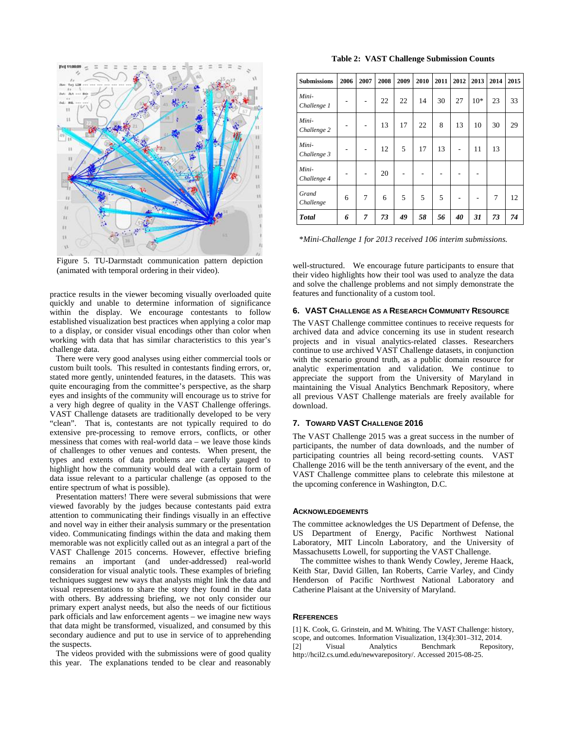Figure 5. TU-Darmstadt communication pattern depiction (animated with temporal ordering in their video).

practice results in the viewer becoming visually overloaded quite quickly and unable to determine information of significance within the display. We encourage contestants to follow established visualization best practices when applying a color map to a display, or consider visual encodings other than color when working with data that has similar characteristics to this year's challenge data.

There were very good analyses using either commercial tools or custom built tools. This resulted in contestants finding errors, or, stated more gently, unintended features, in the datasets. This was quite encouraging from the committee's perspective, as the sharp eyes and insights of the community will encourage us to strive for a very high degree of quality in the VAST Challenge offerings. VAST Challenge datasets are traditionally developed to be very "clean". That is, contestants are not typically required to do extensive pre-processing to remove errors, conflicts, or other messiness that comes with real-world data – we leave those kinds of challenges to other venues and contests. When present, the types and extents of data problems are carefully gauged to highlight how the community would deal with a certain form of data issue relevant to a particular challenge (as opposed to the entire spectrum of what is possible).

Presentation matters! There were several submissions that were viewed favorably by the judges because contestants paid extra attention to communicating their findings visually in an effective and novel way in either their analysis summary or the presentation video. Communicating findings within the data and making them memorable was not explicitly called out as an integral a part of the VAST Challenge 2015 concerns. However, effective briefing remains an important (and under-addressed) real-world consideration for visual analytic tools. These examples of briefing techniques suggest new ways that analysts might link the data and visual representations to share the story they found in the data with others. By addressing briefing, we not only consider our primary expert analyst needs, but also the needs of our fictitious park officials and law enforcement agents – we imagine new ways that data might be transformed, visualized, and consumed by this secondary audience and put to use in service of to apprehending the suspects.

The videos provided with the submissions were of good quality this year. The explanations tended to be clear and reasonably well-structured. We encourage future participants to ensure that their video highlights how their tool was used to analyze the data and solve the challenge problems and not simply demonstrate the features and functionality of a custom tool.

**Table 2: VAST Challenge Submission Counts**

| Submissions | 2006 | 2007 | 2008 | 2009 | 2010 | 2011 | 2012 | 2013 | 2014 | 2015 |
|---|---|---|---|---|---|---|---|---|---|---|
| *Mini-Challenge 1* | - | - | 22 | 22 | 14 | 30 | 27 | 10* | 23 | 33 |
| *Mini-Challenge 2* | - | - | 13 | 17 | 22 | 8 | 13 | 10 | 30 | 29 |
| *Mini-Challenge 3* | - | - | 12 | 5 | 17 | 13 | - | 11 | 13 | |
| *Mini-Challenge 4* | - | - | 20 | - | - | - | - | - | | |
| *Grand Challenge* | 6 | 7 | 6 | 5 | 5 | 5 | - | - | 7 | 12 |
| ***Total*** | ***6*** | ***7*** | ***73*** | ***49*** | ***58*** | ***56*** | ***40*** | ***31*** | ***73*** | ***74*** |

*\*Mini-Challenge 1 for 2013 received 106 interim submissions.*

## 6. VAST Challenge as a Research Community Resource

The VAST Challenge committee continues to receive requests for archived data and advice concerning its use in student research projects and in visual analytics-related classes. Researchers continue to use archived VAST Challenge datasets, in conjunction with the scenario ground truth, as a public domain resource for analytic experimentation and validation. We continue to appreciate the support from the University of Maryland in maintaining the Visual Analytics Benchmark Repository, where all previous VAST Challenge materials are freely available for download.

## 7. Toward VAST Challenge 2016

The VAST Challenge 2015 was a great success in the number of participants, the number of data downloads, and the number of participating countries all being record-setting counts. VAST Challenge 2016 will be the tenth anniversary of the event, and the VAST Challenge committee plans to celebrate this milestone at the upcoming conference in Washington, D.C.

## Acknowledgements

The committee acknowledges the US Department of Defense, the US Department of Energy, Pacific Northwest National Laboratory, MIT Lincoln Laboratory, and the University of Massachusetts Lowell, for supporting the VAST Challenge.

The committee wishes to thank Wendy Cowley, Jereme Haack, Keith Star, David Gillen, Ian Roberts, Carrie Varley, and Cindy Henderson of Pacific Northwest National Laboratory and Catherine Plaisant at the University of Maryland.

## References

[1] K. Cook, G. Grinstein, and M. Whiting. The VAST Challenge: history, scope, and outcomes. Information Visualization, 13(4):301–312, 2014.

[2] Visual Analytics Benchmark Repository, http://hcil2.cs.umd.edu/newvarepository/. Accessed 2015-08-25.